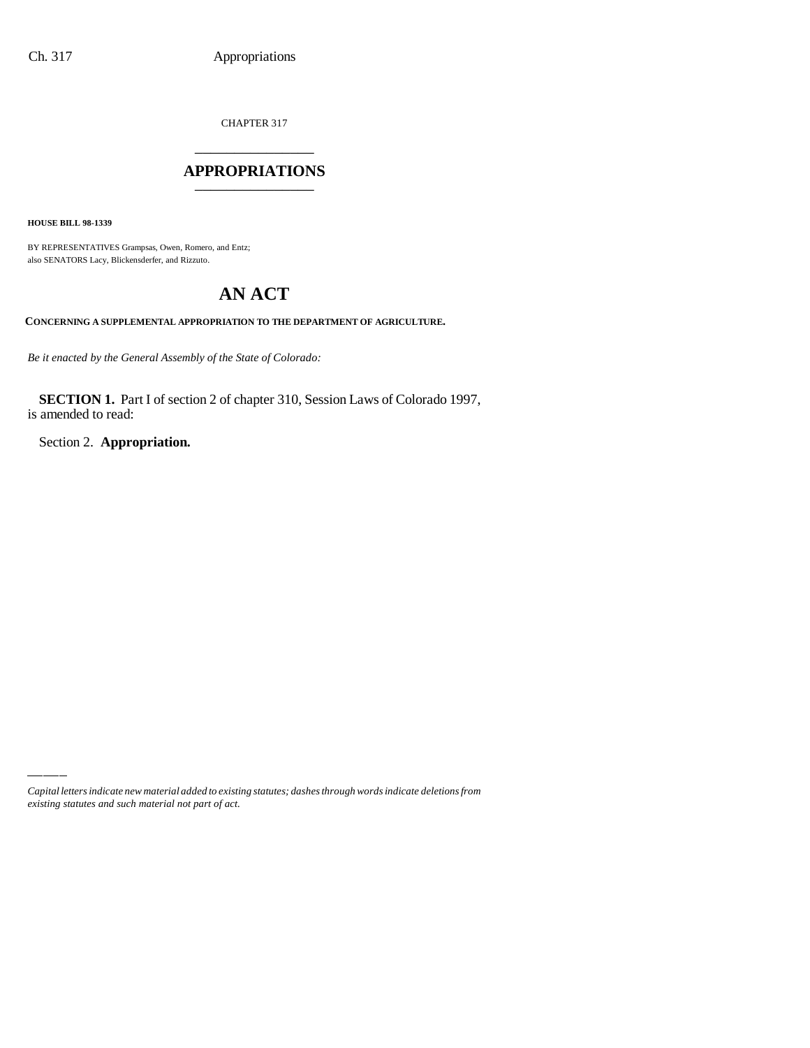CHAPTER 317

# APPROPRIATIONS

**HOUSE BILL 98-1339**

BY REPRESENTATIVES Grampsas, Owen, Romero, and Entz;
also SENATORS Lacy, Blickensderfer, and Rizzuto.

# AN ACT

**CONCERNING A SUPPLEMENTAL APPROPRIATION TO THE DEPARTMENT OF AGRICULTURE.**

*Be it enacted by the General Assembly of the State of Colorado:*

**SECTION 1.** Part I of section 2 of chapter 310, Session Laws of Colorado 1997, is amended to read:

Section 2. **Appropriation.**

*Capital letters indicate new material added to existing statutes; dashes through words indicate deletions from existing statutes and such material not part of act.*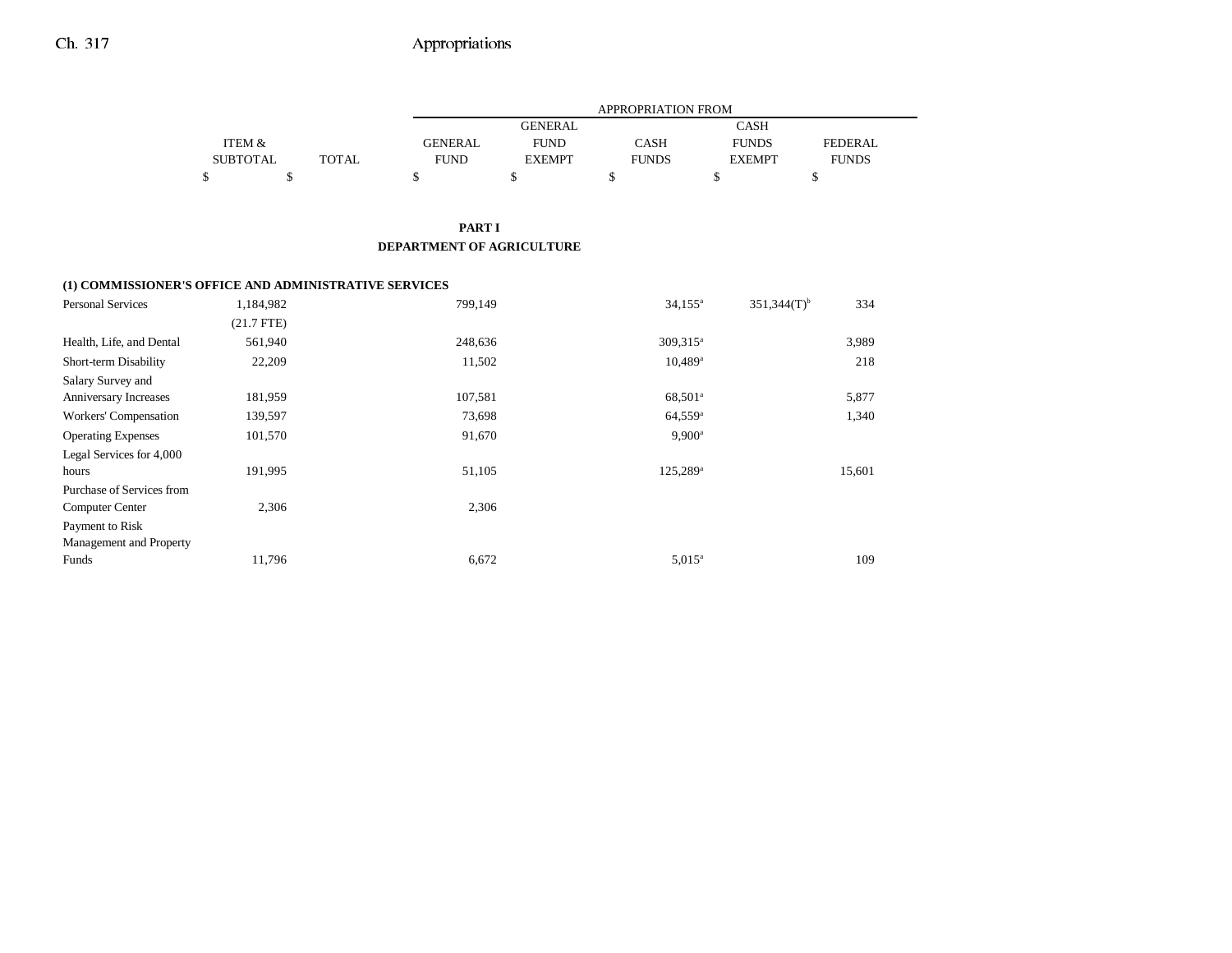| | ITEM & SUBTOTAL | TOTAL | APPROPRIATION FROM | | | | |
|---|---|---|---|---|---|---|---|
| | | | GENERAL FUND | GENERAL FUND EXEMPT | CASH FUNDS | CASH FUNDS EXEMPT | FEDERAL FUNDS |
| | $ | $ | $ | $ | $ | $ | $ |

## PART I
## DEPARTMENT OF AGRICULTURE

**(1) COMMISSIONER'S OFFICE AND ADMINISTRATIVE SERVICES**

| | ITEM & SUBTOTAL | TOTAL | GENERAL FUND | GENERAL FUND EXEMPT | CASH FUNDS | CASH FUNDS EXEMPT | FEDERAL FUNDS |
|---|---|---|---|---|---|---|---|
| Personal Services | 1,184,982 | | 799,149 | | 34,155[a] | 351,344(T)[b] | 334 |
| | (21.7 FTE) | | | | | | |
| Health, Life, and Dental | 561,940 | | 248,636 | | 309,315[a] | | 3,989 |
| Short-term Disability | 22,209 | | 11,502 | | 10,489[a] | | 218 |
| Salary Survey and Anniversary Increases | 181,959 | | 107,581 | | 68,501[a] | | 5,877 |
| Workers' Compensation | 139,597 | | 73,698 | | 64,559[a] | | 1,340 |
| Operating Expenses | 101,570 | | 91,670 | | 9,900[a] | | |
| Legal Services for 4,000 hours | 191,995 | | 51,105 | | 125,289[a] | | 15,601 |
| Purchase of Services from Computer Center | 2,306 | | 2,306 | | | | |
| Payment to Risk Management and Property Funds | 11,796 | | 6,672 | | 5,015[a] | | 109 |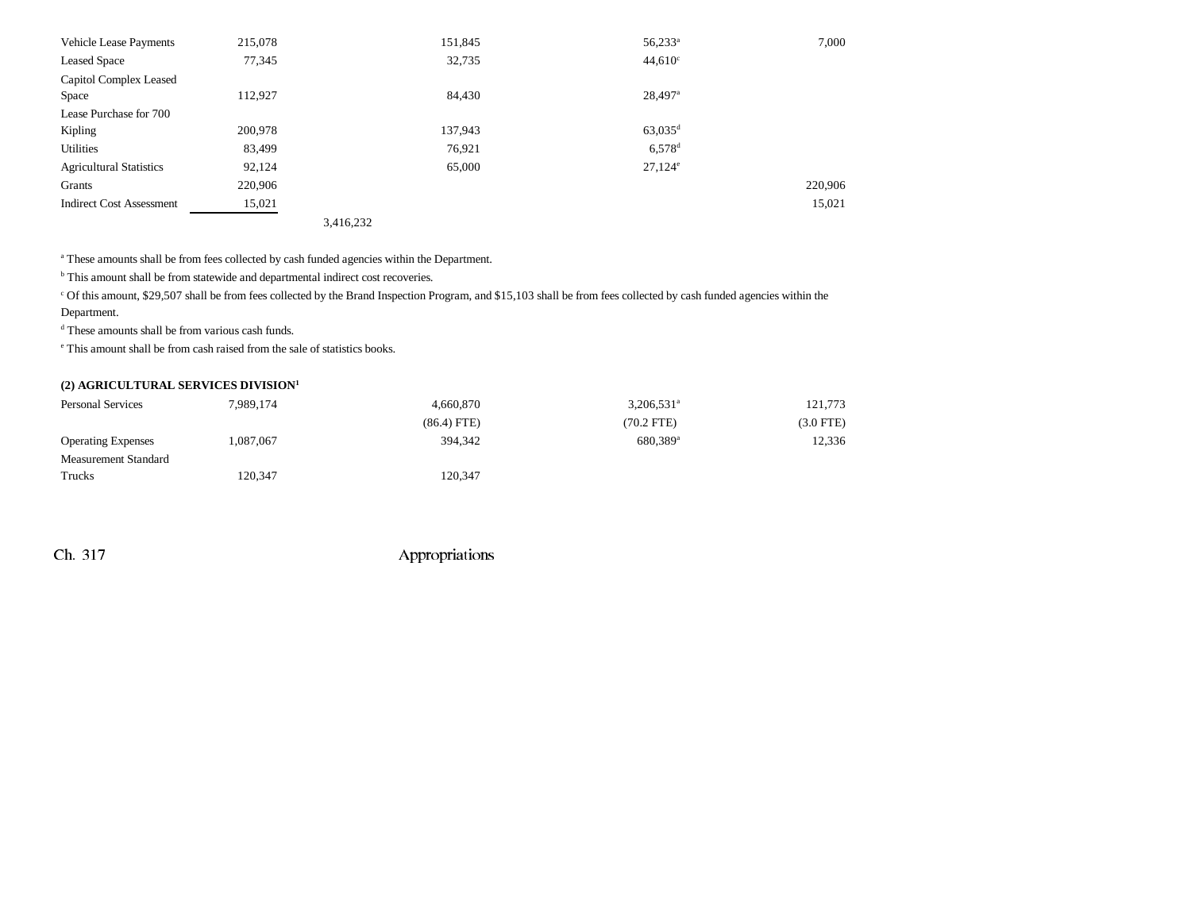| | | | | | |
|---|---|---|---|---|---|
| Vehicle Lease Payments | 215,078 | | 151,845 | 56,233[a] | 7,000 |
| Leased Space | 77,345 | | 32,735 | 44,610[c] | |
| Capitol Complex Leased Space | 112,927 | | 84,430 | 28,497[a] | |
| Lease Purchase for 700 Kipling | 200,978 | | 137,943 | 63,035[d] | |
| Utilities | 83,499 | | 76,921 | 6,578[d] | |
| Agricultural Statistics | 92,124 | | 65,000 | 27,124[e] | |
| Grants | 220,906 | | | | 220,906 |
| Indirect Cost Assessment | 15,021 | | | | 15,021 |
| | | 3,416,232 | | | |

[a] These amounts shall be from fees collected by cash funded agencies within the Department.

[b] This amount shall be from statewide and departmental indirect cost recoveries.

[c] Of this amount, $29,507 shall be from fees collected by the Brand Inspection Program, and $15,103 shall be from fees collected by cash funded agencies within the Department.

[d] These amounts shall be from various cash funds.

[e] This amount shall be from cash raised from the sale of statistics books.

**(2) AGRICULTURAL SERVICES DIVISION[1]**

| | | | | | |
|---|---|---|---|---|---|
| Personal Services | 7,989,174 | | 4,660,870 | 3,206,531[a] | 121,773 |
| | | | (86.4 FTE) | (70.2 FTE) | (3.0 FTE) |
| Operating Expenses | 1,087,067 | | 394,342 | 680,389[a] | 12,336 |
| Measurement Standard Trucks | 120,347 | | 120,347 | | |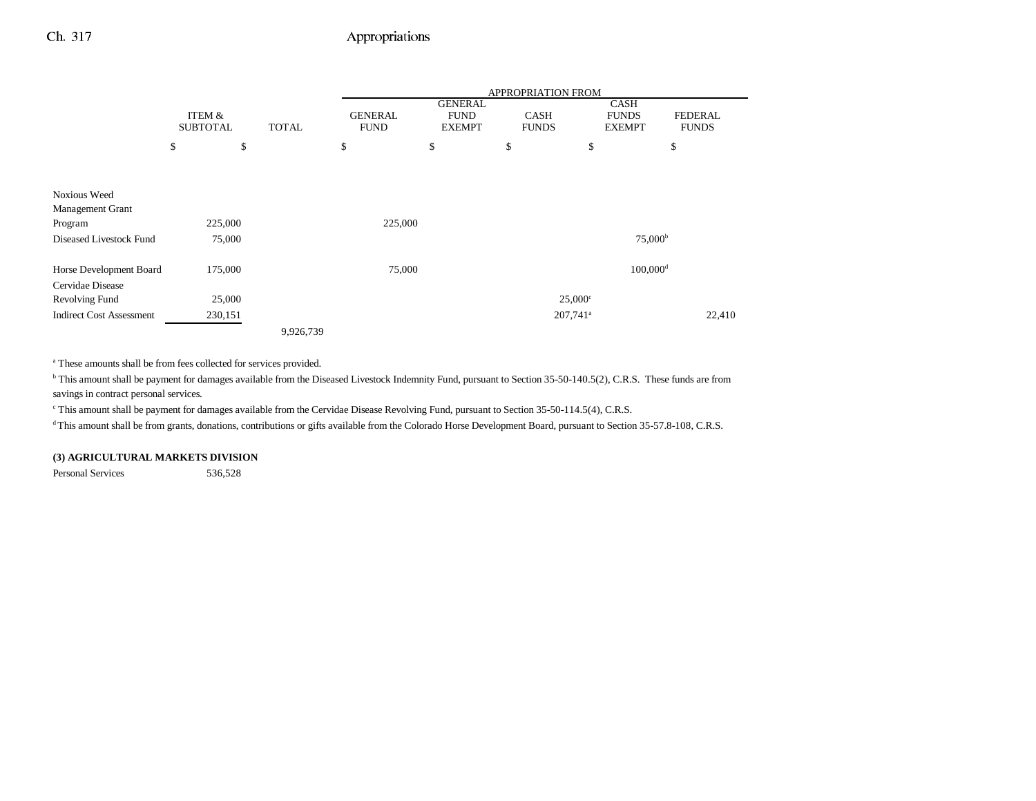| | ITEM & SUBTOTAL | TOTAL | GENERAL FUND | GENERAL FUND EXEMPT | CASH FUNDS | CASH FUNDS EXEMPT | FEDERAL FUNDS |
|---|---|---|---|---|---|---|---|
| | | | APPROPRIATION FROM | | | | |
| | $ | $ | $ | $ | $ | $ | $ |
| Noxious Weed Management Grant Program | 225,000 | | 225,000 | | | | |
| Diseased Livestock Fund | 75,000 | | | | | 75,000[b] | |
| Horse Development Board | 175,000 | | 75,000 | | | 100,000[d] | |
| Cervidae Disease Revolving Fund | 25,000 | | | | 25,000[c] | | |
| Indirect Cost Assessment | 230,151 | | | | 207,741[a] | | 22,410 |
| | | 9,926,739 | | | | | |

[a] These amounts shall be from fees collected for services provided.

[b] This amount shall be payment for damages available from the Diseased Livestock Indemnity Fund, pursuant to Section 35-50-140.5(2), C.R.S. These funds are from savings in contract personal services.

[c] This amount shall be payment for damages available from the Cervidae Disease Revolving Fund, pursuant to Section 35-50-114.5(4), C.R.S.

[d] This amount shall be from grants, donations, contributions or gifts available from the Colorado Horse Development Board, pursuant to Section 35-57.8-108, C.R.S.

**(3) AGRICULTURAL MARKETS DIVISION**

| | ITEM & SUBTOTAL |
|---|---|
| Personal Services | 536,528 |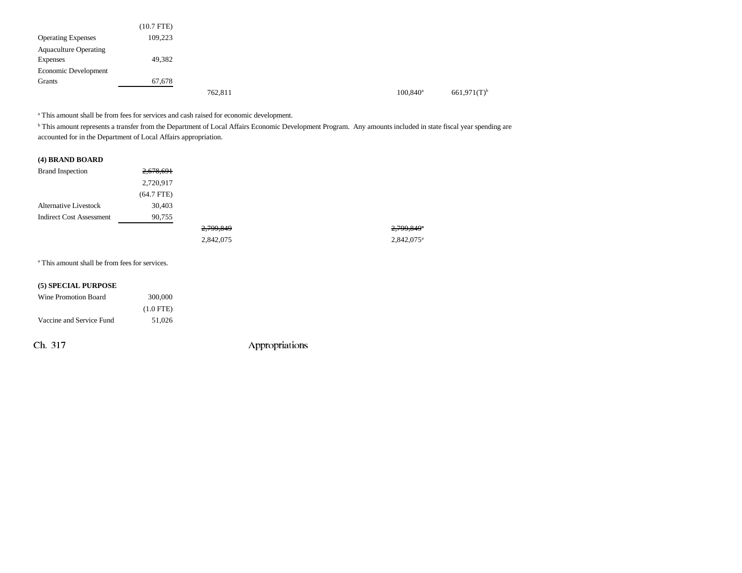| | | | | | |
|---|---|---|---|---|---|
| | (10.7 FTE) | | | | |
| Operating Expenses | 109,223 | | | | |
| Aquaculture Operating Expenses | 49,382 | | | | |
| Economic Development Grants | 67,678 | | | | |
| | | 762,811 | | 100,840[a] | 661,971(T)[b] |

[a] This amount shall be from fees for services and cash raised for economic development.

[b] This amount represents a transfer from the Department of Local Affairs Economic Development Program. Any amounts included in state fiscal year spending are accounted for in the Department of Local Affairs appropriation.

**(4) BRAND BOARD**

| | | | |
|---|---|---|---|
| Brand Inspection | ~~2,678,691~~ | | |
| | 2,720,917 | | |
| | (64.7 FTE) | | |
| Alternative Livestock | 30,403 | | |
| Indirect Cost Assessment | 90,755 | | |
| | | ~~2,799,849~~ | ~~2,799,849[a]~~ |
| | | 2,842,075 | 2,842,075[a] |

[a] This amount shall be from fees for services.

**(5) SPECIAL PURPOSE**

| | |
|---|---|
| Wine Promotion Board | 300,000 |
| | (1.0 FTE) |
| Vaccine and Service Fund | 51,026 |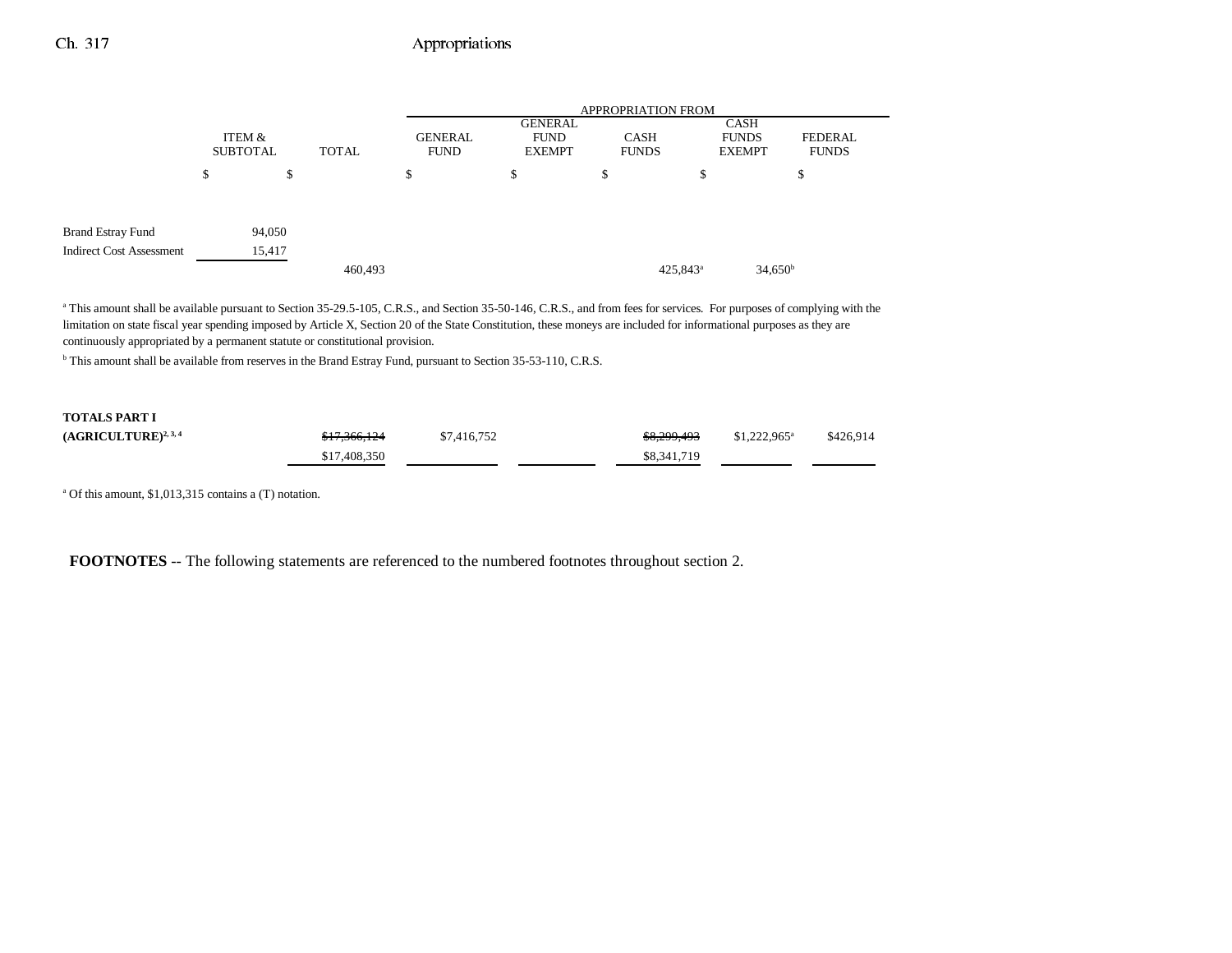| | ITEM & SUBTOTAL | TOTAL | GENERAL FUND | GENERAL FUND EXEMPT | CASH FUNDS | CASH FUNDS EXEMPT | FEDERAL FUNDS |
|---|---|---|---|---|---|---|---|
| | $ | $ | $ | $ | $ | $ | $ |
| Brand Estray Fund | 94,050 | | | | | | |
| Indirect Cost Assessment | 15,417 | | | | | | |
| | | 460,493 | | | 425,843[a] | 34,650[b] | |

[a] This amount shall be available pursuant to Section 35-29.5-105, C.R.S., and Section 35-50-146, C.R.S., and from fees for services. For purposes of complying with the limitation on state fiscal year spending imposed by Article X, Section 20 of the State Constitution, these moneys are included for informational purposes as they are continuously appropriated by a permanent statute or constitutional provision.

[b] This amount shall be available from reserves in the Brand Estray Fund, pursuant to Section 35-53-110, C.R.S.

| | ITEM & SUBTOTAL | TOTAL | GENERAL FUND | GENERAL FUND EXEMPT | CASH FUNDS | CASH FUNDS EXEMPT | FEDERAL FUNDS |
|---|---|---|---|---|---|---|---|
| **TOTALS PART I (AGRICULTURE)**[2, 3, 4] | | ~~$17,366,124~~ $17,408,350 | $7,416,752 | | ~~$8,299,493~~ $8,341,719 | $1,222,965[a] | $426,914 |

[a] Of this amount, $1,013,315 contains a (T) notation.

**FOOTNOTES** -- The following statements are referenced to the numbered footnotes throughout section 2.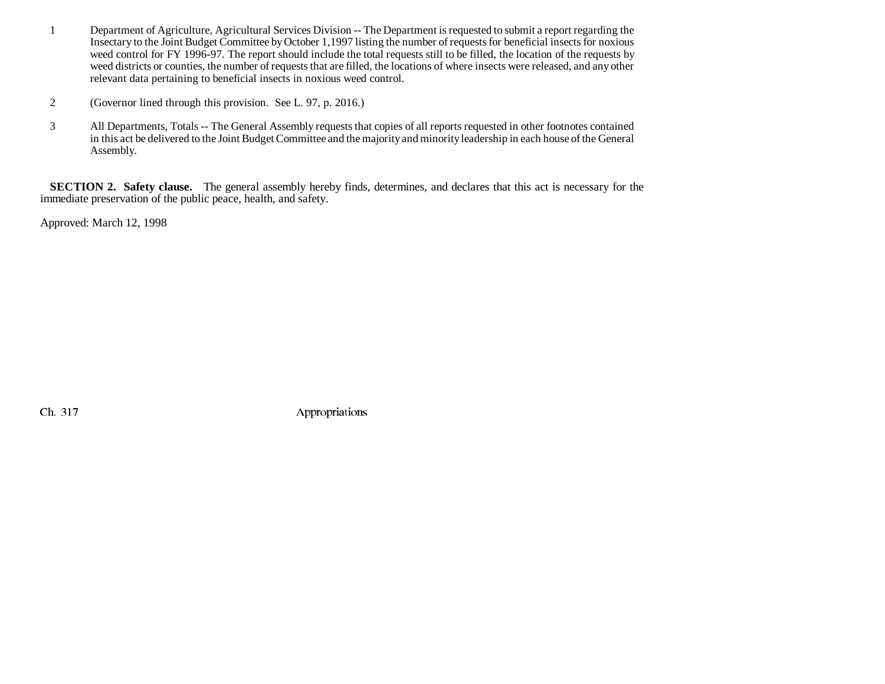1 Department of Agriculture, Agricultural Services Division -- The Department is requested to submit a report regarding the Insectary to the Joint Budget Committee by October 1,1997 listing the number of requests for beneficial insects for noxious weed control for FY 1996-97. The report should include the total requests still to be filled, the location of the requests by weed districts or counties, the number of requests that are filled, the locations of where insects were released, and any other relevant data pertaining to beneficial insects in noxious weed control.

2 (Governor lined through this provision. See L. 97, p. 2016.)

3 All Departments, Totals -- The General Assembly requests that copies of all reports requested in other footnotes contained in this act be delivered to the Joint Budget Committee and the majority and minority leadership in each house of the General Assembly.

**SECTION 2. Safety clause.** The general assembly hereby finds, determines, and declares that this act is necessary for the immediate preservation of the public peace, health, and safety.

Approved: March 12, 1998